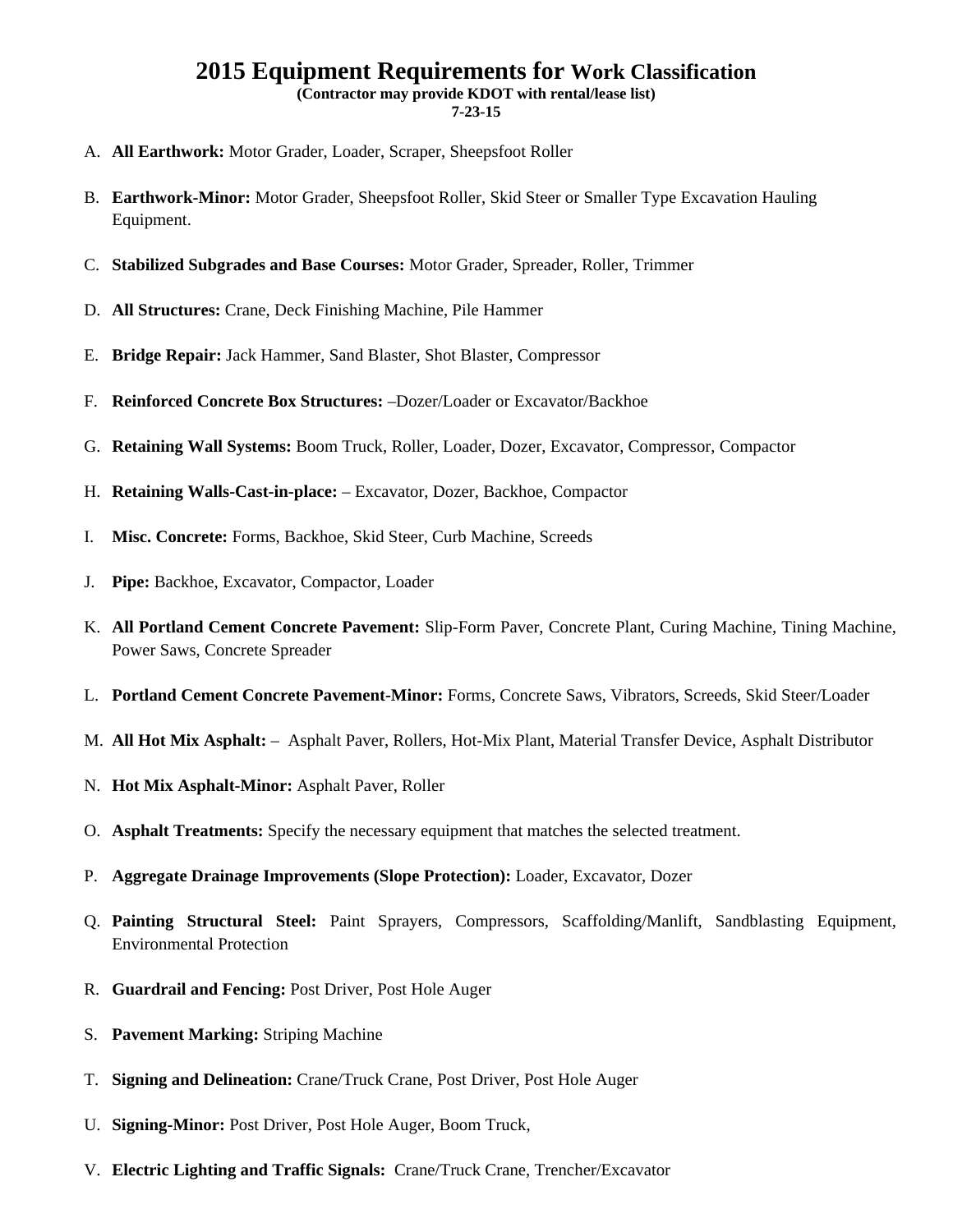# 2015 Equipment Requirements for Work Classification

**(Contractor may provide KDOT with rental/lease list)**
**7-23-15**

A. **All Earthwork:** Motor Grader, Loader, Scraper, Sheepsfoot Roller

B. **Earthwork-Minor:** Motor Grader, Sheepsfoot Roller, Skid Steer or Smaller Type Excavation Hauling Equipment.

C. **Stabilized Subgrades and Base Courses:** Motor Grader, Spreader, Roller, Trimmer

D. **All Structures:** Crane, Deck Finishing Machine, Pile Hammer

E. **Bridge Repair:** Jack Hammer, Sand Blaster, Shot Blaster, Compressor

F. **Reinforced Concrete Box Structures:** –Dozer/Loader or Excavator/Backhoe

G. **Retaining Wall Systems:** Boom Truck, Roller, Loader, Dozer, Excavator, Compressor, Compactor

H. **Retaining Walls-Cast-in-place:** – Excavator, Dozer, Backhoe, Compactor

I. **Misc. Concrete:** Forms, Backhoe, Skid Steer, Curb Machine, Screeds

J. **Pipe:** Backhoe, Excavator, Compactor, Loader

K. **All Portland Cement Concrete Pavement:** Slip-Form Paver, Concrete Plant, Curing Machine, Tining Machine, Power Saws, Concrete Spreader

L. **Portland Cement Concrete Pavement-Minor:** Forms, Concrete Saws, Vibrators, Screeds, Skid Steer/Loader

M. **All Hot Mix Asphalt:** – Asphalt Paver, Rollers, Hot-Mix Plant, Material Transfer Device, Asphalt Distributor

N. **Hot Mix Asphalt-Minor:** Asphalt Paver, Roller

O. **Asphalt Treatments:** Specify the necessary equipment that matches the selected treatment.

P. **Aggregate Drainage Improvements (Slope Protection):** Loader, Excavator, Dozer

Q. **Painting Structural Steel:** Paint Sprayers, Compressors, Scaffolding/Manlift, Sandblasting Equipment, Environmental Protection

R. **Guardrail and Fencing:** Post Driver, Post Hole Auger

S. **Pavement Marking:** Striping Machine

T. **Signing and Delineation:** Crane/Truck Crane, Post Driver, Post Hole Auger

U. **Signing-Minor:** Post Driver, Post Hole Auger, Boom Truck,

V. **Electric Lighting and Traffic Signals:** Crane/Truck Crane, Trencher/Excavator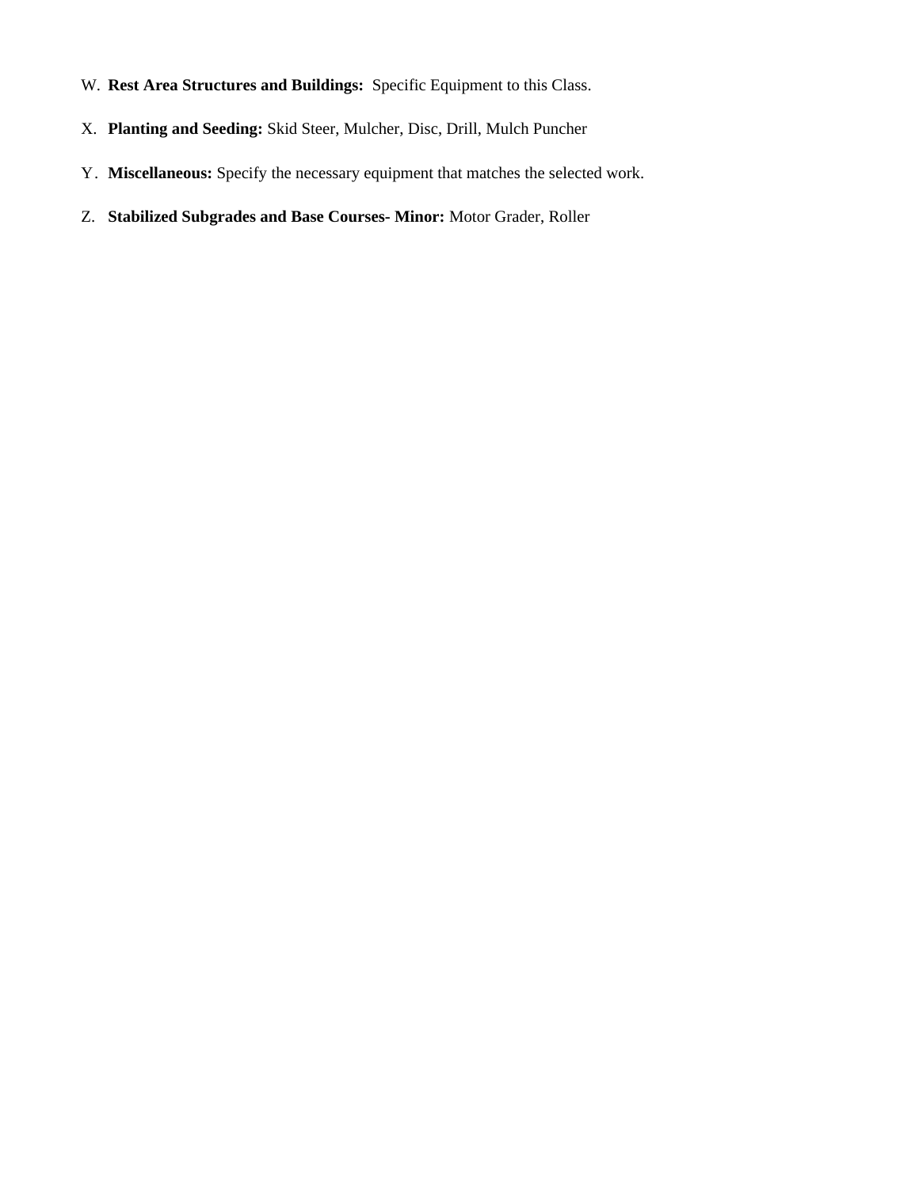W. **Rest Area Structures and Buildings:** Specific Equipment to this Class.

X. **Planting and Seeding:** Skid Steer, Mulcher, Disc, Drill, Mulch Puncher

Y. **Miscellaneous:** Specify the necessary equipment that matches the selected work.

Z. **Stabilized Subgrades and Base Courses- Minor:** Motor Grader, Roller